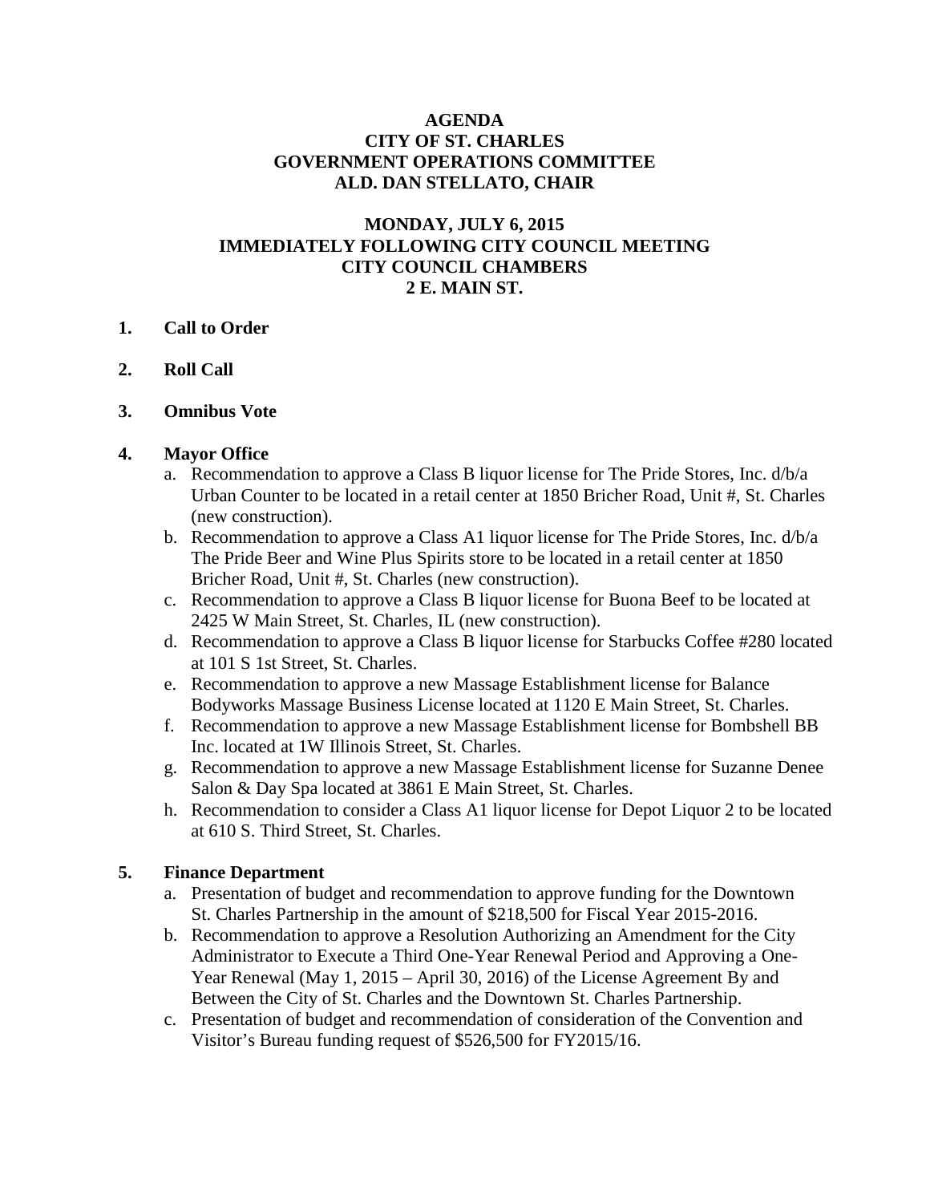# AGENDA
# CITY OF ST. CHARLES
# GOVERNMENT OPERATIONS COMMITTEE
# ALD. DAN STELLATO, CHAIR

## MONDAY, JULY 6, 2015
## IMMEDIATELY FOLLOWING CITY COUNCIL MEETING
## CITY COUNCIL CHAMBERS
## 2 E. MAIN ST.

**1. Call to Order**

**2. Roll Call**

**3. Omnibus Vote**

**4. Mayor Office**

a. Recommendation to approve a Class B liquor license for The Pride Stores, Inc. d/b/a Urban Counter to be located in a retail center at 1850 Bricher Road, Unit #, St. Charles (new construction).

b. Recommendation to approve a Class A1 liquor license for The Pride Stores, Inc. d/b/a The Pride Beer and Wine Plus Spirits store to be located in a retail center at 1850 Bricher Road, Unit #, St. Charles (new construction).

c. Recommendation to approve a Class B liquor license for Buona Beef to be located at 2425 W Main Street, St. Charles, IL (new construction).

d. Recommendation to approve a Class B liquor license for Starbucks Coffee #280 located at 101 S 1st Street, St. Charles.

e. Recommendation to approve a new Massage Establishment license for Balance Bodyworks Massage Business License located at 1120 E Main Street, St. Charles.

f. Recommendation to approve a new Massage Establishment license for Bombshell BB Inc. located at 1W Illinois Street, St. Charles.

g. Recommendation to approve a new Massage Establishment license for Suzanne Denee Salon & Day Spa located at 3861 E Main Street, St. Charles.

h. Recommendation to consider a Class A1 liquor license for Depot Liquor 2 to be located at 610 S. Third Street, St. Charles.

**5. Finance Department**

a. Presentation of budget and recommendation to approve funding for the Downtown St. Charles Partnership in the amount of $218,500 for Fiscal Year 2015-2016.

b. Recommendation to approve a Resolution Authorizing an Amendment for the City Administrator to Execute a Third One-Year Renewal Period and Approving a One-Year Renewal (May 1, 2015 – April 30, 2016) of the License Agreement By and Between the City of St. Charles and the Downtown St. Charles Partnership.

c. Presentation of budget and recommendation of consideration of the Convention and Visitor's Bureau funding request of $526,500 for FY2015/16.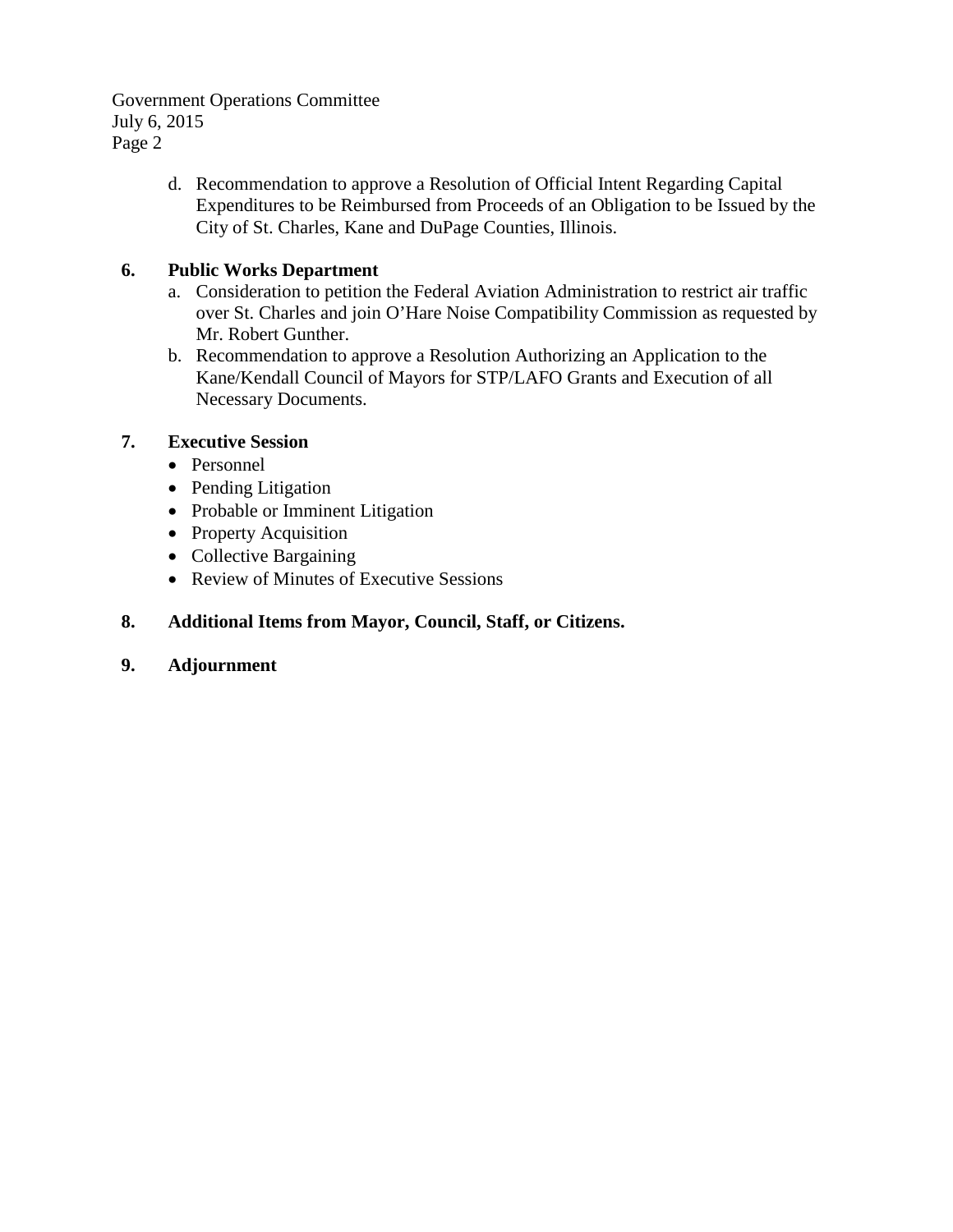d. Recommendation to approve a Resolution of Official Intent Regarding Capital Expenditures to be Reimbursed from Proceeds of an Obligation to be Issued by the City of St. Charles, Kane and DuPage Counties, Illinois.

**6. Public Works Department**

a. Consideration to petition the Federal Aviation Administration to restrict air traffic over St. Charles and join O'Hare Noise Compatibility Commission as requested by Mr. Robert Gunther.

b. Recommendation to approve a Resolution Authorizing an Application to the Kane/Kendall Council of Mayors for STP/LAFO Grants and Execution of all Necessary Documents.

**7. Executive Session**

- Personnel
- Pending Litigation
- Probable or Imminent Litigation
- Property Acquisition
- Collective Bargaining
- Review of Minutes of Executive Sessions

**8. Additional Items from Mayor, Council, Staff, or Citizens.**

**9. Adjournment**